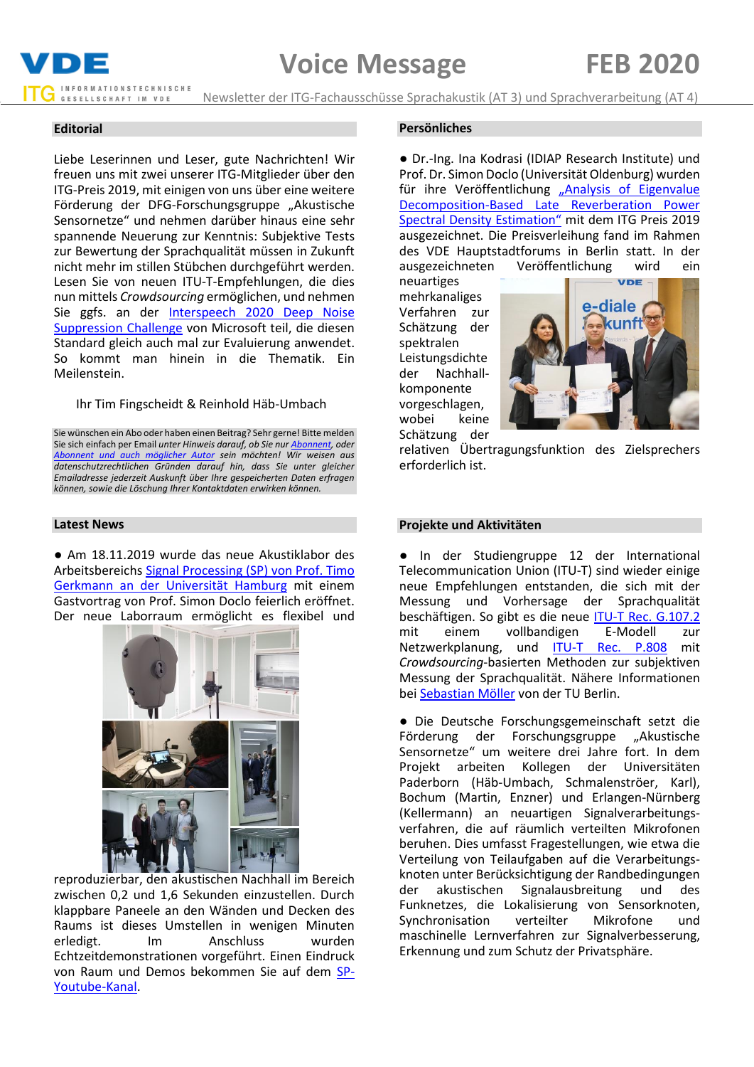# Voice Message — FEB 2020

Newsletter der ITG-Fachausschüsse Sprachakustik (AT 3) und Sprachverarbeitung (AT 4)

## Editorial

Liebe Leserinnen und Leser, gute Nachrichten! Wir freuen uns mit zwei unserer ITG-Mitglieder über den ITG-Preis 2019, mit einigen von uns über eine weitere Förderung der DFG-Forschungsgruppe „Akustische Sensornetze" und nehmen darüber hinaus eine sehr spannende Neuerung zur Kenntnis: Subjektive Tests zur Bewertung der Sprachqualität müssen in Zukunft nicht mehr im stillen Stübchen durchgeführt werden. Lesen Sie von neuen ITU-T-Empfehlungen, die dies nun mittels *Crowdsourcing* ermöglichen, und nehmen Sie ggfs. an der Interspeech 2020 Deep Noise Suppression Challenge von Microsoft teil, die diesen Standard gleich auch mal zur Evaluierung anwendet. So kommt man hinein in die Thematik. Ein Meilenstein.

Ihr Tim Fingscheidt & Reinhold Häb-Umbach

Sie wünschen ein Abo oder haben einen Beitrag? Sehr gerne! Bitte melden Sie sich einfach per Email *unter Hinweis darauf, ob Sie nur Abonnent, oder Abonnent und auch möglicher Autor sein möchten! Wir weisen aus datenschutzrechtlichen Gründen darauf hin, dass Sie unter gleicher Emailadresse jederzeit Auskunft über Ihre gespeicherten Daten erfragen können, sowie die Löschung Ihrer Kontaktdaten erwirken können.*

## Latest News

● Am 18.11.2019 wurde das neue Akustiklabor des Arbeitsbereichs Signal Processing (SP) von Prof. Timo Gerkmann an der Universität Hamburg mit einem Gastvortrag von Prof. Simon Doclo feierlich eröffnet. Der neue Laborraum ermöglicht es flexibel und reproduzierbar, den akustischen Nachhall im Bereich zwischen 0,2 und 1,6 Sekunden einzustellen. Durch klappbare Paneele an den Wänden und Decken des Raums ist dieses Umstellen in wenigen Minuten erledigt. Im Anschluss wurden Echtzeitdemonstrationen vorgeführt. Einen Eindruck von Raum und Demos bekommen Sie auf dem SP-Youtube-Kanal.

## Persönliches

● Dr.-Ing. Ina Kodrasi (IDIAP Research Institute) und Prof. Dr. Simon Doclo (Universität Oldenburg) wurden für ihre Veröffentlichung „Analysis of Eigenvalue Decomposition-Based Late Reverberation Power Spectral Density Estimation" mit dem ITG Preis 2019 ausgezeichnet. Die Preisverleihung fand im Rahmen des VDE Hauptstadtforums in Berlin statt. In der ausgezeichneten Veröffentlichung wird ein neuartiges mehrkanaliges Verfahren zur Schätzung der spektralen Leistungsdichte der Nachhall-komponente vorgeschlagen, wobei keine Schätzung der relativen Übertragungsfunktion des Zielsprechers erforderlich ist.

## Projekte und Aktivitäten

● In der Studiengruppe 12 der International Telecommunication Union (ITU-T) sind wieder einige neue Empfehlungen entstanden, die sich mit der Messung und Vorhersage der Sprachqualität beschäftigen. So gibt es die neue ITU-T Rec. G.107.2 mit einem vollbandigen E-Modell zur Netzwerkplanung, und ITU-T Rec. P.808 mit *Crowdsourcing*-basierten Methoden zur subjektiven Messung der Sprachqualität. Nähere Informationen bei Sebastian Möller von der TU Berlin.

● Die Deutsche Forschungsgemeinschaft setzt die Förderung der Forschungsgruppe „Akustische Sensornetze" um weitere drei Jahre fort. In dem Projekt arbeiten Kollegen der Universitäten Paderborn (Häb-Umbach, Schmalenströer, Karl), Bochum (Martin, Enzner) und Erlangen-Nürnberg (Kellermann) an neuartigen Signalverarbeitungs-verfahren, die auf räumlich verteilten Mikrofonen beruhen. Dies umfasst Fragestellungen, wie etwa die Verteilung von Teilaufgaben auf die Verarbeitungs-knoten unter Berücksichtigung der Randbedingungen der akustischen Signalausbreitung und des Funknetzes, die Lokalisierung von Sensorknoten, Synchronisation verteilter Mikrofone und maschinelle Lernverfahren zur Signalverbesserung, Erkennung und zum Schutz der Privatsphäre.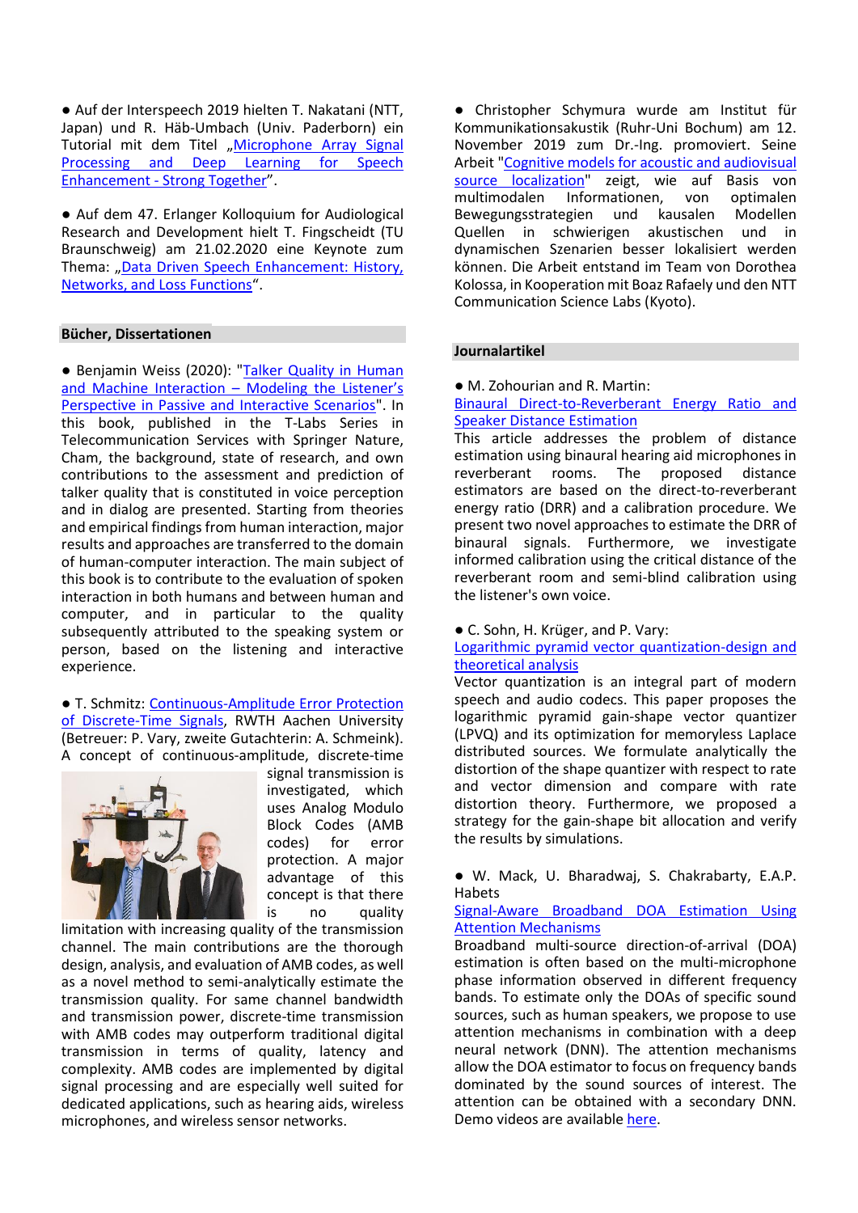● Auf der Interspeech 2019 hielten T. Nakatani (NTT, Japan) und R. Häb-Umbach (Univ. Paderborn) ein Tutorial mit dem Titel „Microphone Array Signal Processing and Deep Learning for Speech Enhancement - Strong Together".

● Auf dem 47. Erlanger Kolloquium for Audiological Research and Development hielt T. Fingscheidt (TU Braunschweig) am 21.02.2020 eine Keynote zum Thema: „Data Driven Speech Enhancement: History, Networks, and Loss Functions".

## Bücher, Dissertationen

● Benjamin Weiss (2020): "Talker Quality in Human and Machine Interaction – Modeling the Listener's Perspective in Passive and Interactive Scenarios". In this book, published in the T-Labs Series in Telecommunication Services with Springer Nature, Cham, the background, state of research, and own contributions to the assessment and prediction of talker quality that is constituted in voice perception and in dialog are presented. Starting from theories and empirical findings from human interaction, major results and approaches are transferred to the domain of human-computer interaction. The main subject of this book is to contribute to the evaluation of spoken interaction in both humans and between human and computer, and in particular the quality subsequently attributed to the speaking system or person, based on the listening and interactive experience.

● T. Schmitz: Continuous-Amplitude Error Protection of Discrete-Time Signals, RWTH Aachen University (Betreuer: P. Vary, zweite Gutachterin: A. Schmeink). A concept of continuous-amplitude, discrete-time signal transmission is investigated, which uses Analog Modulo Block Codes (AMB codes) for error protection. A major advantage of this concept is that there is no quality limitation with increasing quality of the transmission channel. The main contributions are the thorough design, analysis, and evaluation of AMB codes, as well as a novel method to semi-analytically estimate the transmission quality. For same channel bandwidth and transmission power, discrete-time transmission with AMB codes may outperform traditional digital transmission in terms of quality, latency and complexity. AMB codes are implemented by digital signal processing and are especially well suited for dedicated applications, such as hearing aids, wireless microphones, and wireless sensor networks.

● Christopher Schymura wurde am Institut für Kommunikationsakustik (Ruhr-Uni Bochum) am 12. November 2019 zum Dr.-Ing. promoviert. Seine Arbeit "Cognitive models for acoustic and audiovisual source localization" zeigt, wie auf Basis von multimodalen Informationen, von optimalen Bewegungsstrategien und kausalen Modellen Quellen in schwierigen akustischen und in dynamischen Szenarien besser lokalisiert werden können. Die Arbeit entstand im Team von Dorothea Kolossa, in Kooperation mit Boaz Rafaely und den NTT Communication Science Labs (Kyoto).

## Journalartikel

● M. Zohourian and R. Martin:
Binaural Direct-to-Reverberant Energy Ratio and Speaker Distance Estimation
This article addresses the problem of distance estimation using binaural hearing aid microphones in reverberant rooms. The proposed distance estimators are based on the direct-to-reverberant energy ratio (DRR) and a calibration procedure. We present two novel approaches to estimate the DRR of binaural signals. Furthermore, we investigate informed calibration using the critical distance of the reverberant room and semi-blind calibration using the listener's own voice.

● C. Sohn, H. Krüger, and P. Vary:
Logarithmic pyramid vector quantization-design and theoretical analysis
Vector quantization is an integral part of modern speech and audio codecs. This paper proposes the logarithmic pyramid gain-shape vector quantizer (LPVQ) and its optimization for memoryless Laplace distributed sources. We formulate analytically the distortion of the shape quantizer with respect to rate and vector dimension and compare with rate distortion theory. Furthermore, we proposed a strategy for the gain-shape bit allocation and verify the results by simulations.

● W. Mack, U. Bharadwaj, S. Chakrabarty, E.A.P. Habets
Signal-Aware Broadband DOA Estimation Using Attention Mechanisms
Broadband multi-source direction-of-arrival (DOA) estimation is often based on the multi-microphone phase information observed in different frequency bands. To estimate only the DOAs of specific sound sources, such as human speakers, we propose to use attention mechanisms in combination with a deep neural network (DNN). The attention mechanisms allow the DOA estimator to focus on frequency bands dominated by the sound sources of interest. The attention can be obtained with a secondary DNN. Demo videos are available here.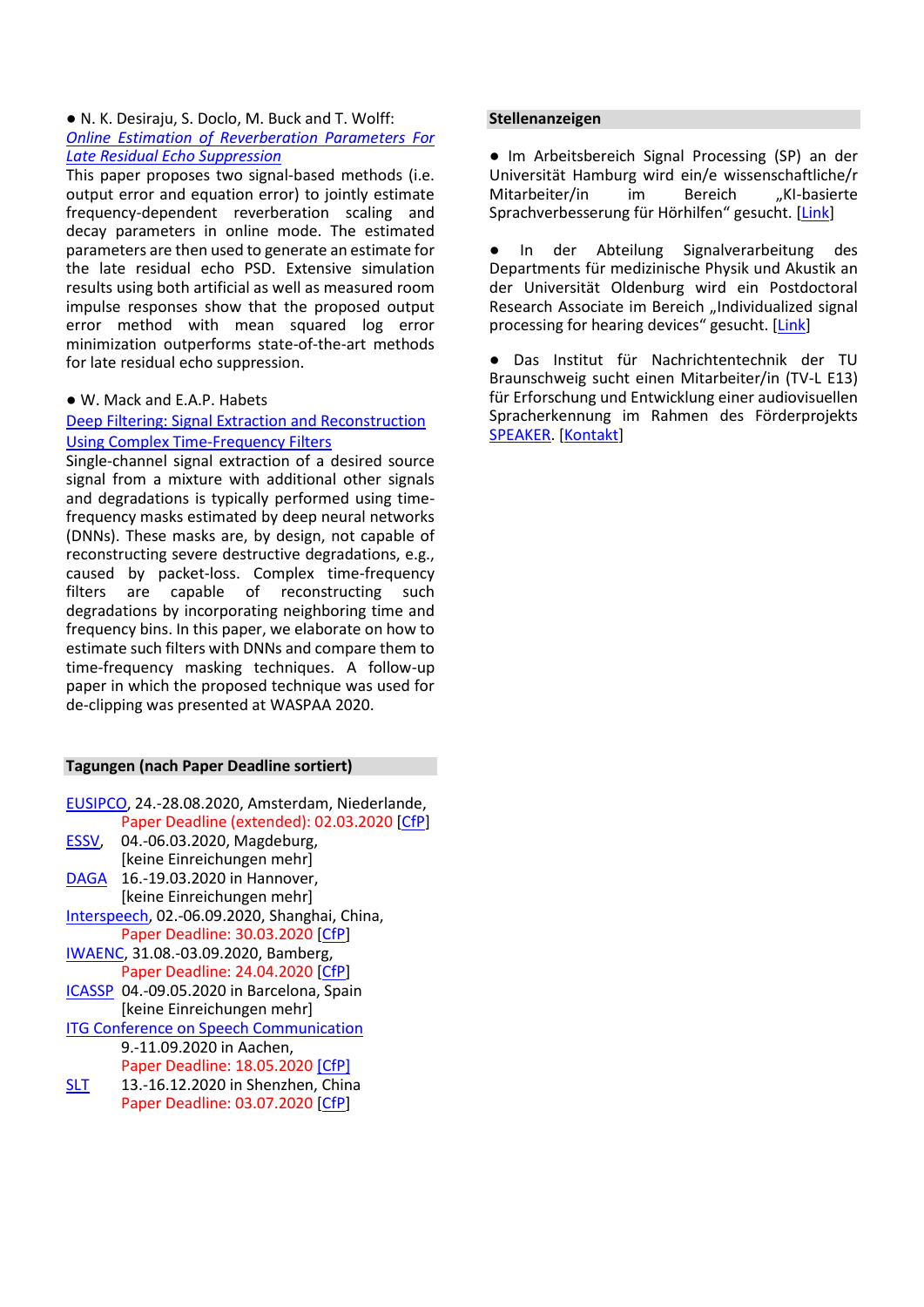● N. K. Desiraju, S. Doclo, M. Buck and T. Wolff:
*Online Estimation of Reverberation Parameters For Late Residual Echo Suppression*
This paper proposes two signal-based methods (i.e. output error and equation error) to jointly estimate frequency-dependent reverberation scaling and decay parameters in online mode. The estimated parameters are then used to generate an estimate for the late residual echo PSD. Extensive simulation results using both artificial as well as measured room impulse responses show that the proposed output error method with mean squared log error minimization outperforms state-of-the-art methods for late residual echo suppression.

● W. Mack and E.A.P. Habets
Deep Filtering: Signal Extraction and Reconstruction Using Complex Time-Frequency Filters
Single-channel signal extraction of a desired source signal from a mixture with additional other signals and degradations is typically performed using time-frequency masks estimated by deep neural networks (DNNs). These masks are, by design, not capable of reconstructing severe destructive degradations, e.g., caused by packet-loss. Complex time-frequency filters are capable of reconstructing such degradations by incorporating neighboring time and frequency bins. In this paper, we elaborate on how to estimate such filters with DNNs and compare them to time-frequency masking techniques. A follow-up paper in which the proposed technique was used for de-clipping was presented at WASPAA 2020.

## Tagungen (nach Paper Deadline sortiert)

EUSIPCO, 24.-28.08.2020, Amsterdam, Niederlande,
Paper Deadline (extended): 02.03.2020 [CfP]
ESSV, 04.-06.03.2020, Magdeburg,
[keine Einreichungen mehr]
DAGA 16.-19.03.2020 in Hannover,
[keine Einreichungen mehr]
Interspeech, 02.-06.09.2020, Shanghai, China,
Paper Deadline: 30.03.2020 [CfP]
IWAENC, 31.08.-03.09.2020, Bamberg,
Paper Deadline: 24.04.2020 [CfP]
ICASSP 04.-09.05.2020 in Barcelona, Spain
[keine Einreichungen mehr]
ITG Conference on Speech Communication
9.-11.09.2020 in Aachen,
Paper Deadline: 18.05.2020 [CfP]
SLT 13.-16.12.2020 in Shenzhen, China
Paper Deadline: 03.07.2020 [CfP]

## Stellenanzeigen

● Im Arbeitsbereich Signal Processing (SP) an der Universität Hamburg wird ein/e wissenschaftliche/r Mitarbeiter/in im Bereich „KI-basierte Sprachverbesserung für Hörhilfen“ gesucht. [Link]

● In der Abteilung Signalverarbeitung des Departments für medizinische Physik und Akustik an der Universität Oldenburg wird ein Postdoctoral Research Associate im Bereich „Individualized signal processing for hearing devices“ gesucht. [Link]

● Das Institut für Nachrichtentechnik der TU Braunschweig sucht einen Mitarbeiter/in (TV-L E13) für Erforschung und Entwicklung einer audiovisuellen Spracherkennung im Rahmen des Förderprojekts SPEAKER. [Kontakt]